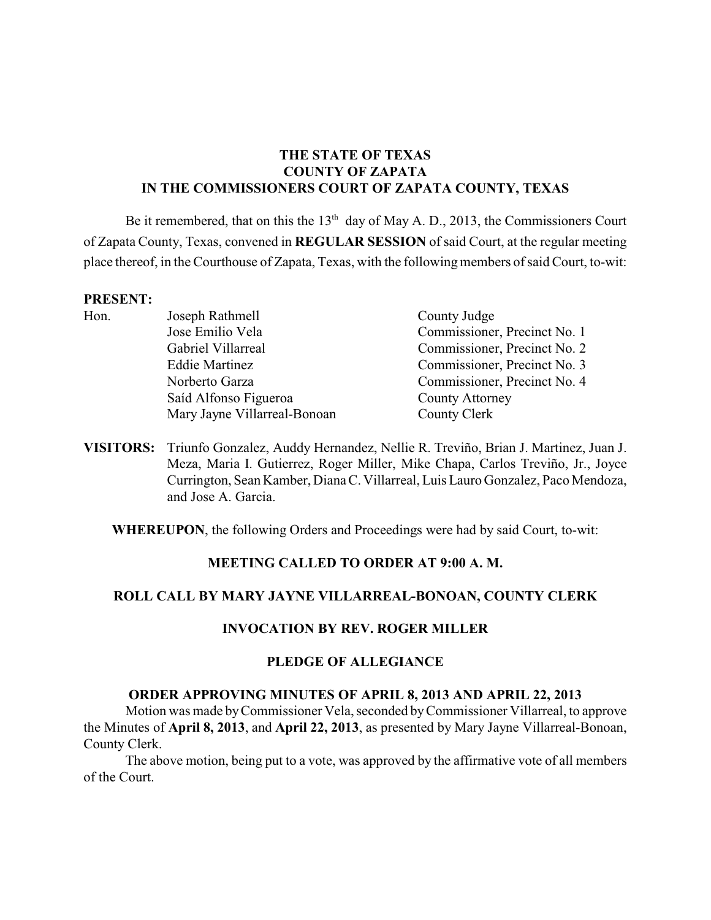**THE STATE OF TEXAS**
**COUNTY OF ZAPATA**
**IN THE COMMISSIONERS COURT OF ZAPATA COUNTY, TEXAS**

Be it remembered, that on this the 13th day of May A. D., 2013, the Commissioners Court of Zapata County, Texas, convened in **REGULAR SESSION** of said Court, at the regular meeting place thereof, in the Courthouse of Zapata, Texas, with the following members of said Court, to-wit:

**PRESENT:**

| | | |
|---|---|---|
| Hon. | Joseph Rathmell | County Judge |
| | Jose Emilio Vela | Commissioner, Precinct No. 1 |
| | Gabriel Villarreal | Commissioner, Precinct No. 2 |
| | Eddie Martinez | Commissioner, Precinct No. 3 |
| | Norberto Garza | Commissioner, Precinct No. 4 |
| | Saíd Alfonso Figueroa | County Attorney |
| | Mary Jayne Villarreal-Bonoan | County Clerk |

**VISITORS:** Triunfo Gonzalez, Auddy Hernandez, Nellie R. Treviño, Brian J. Martinez, Juan J. Meza, Maria I. Gutierrez, Roger Miller, Mike Chapa, Carlos Treviño, Jr., Joyce Currington, Sean Kamber, Diana C. Villarreal, Luis Lauro Gonzalez, Paco Mendoza, and Jose A. Garcia.

**WHEREUPON**, the following Orders and Proceedings were had by said Court, to-wit:

**MEETING CALLED TO ORDER AT 9:00 A. M.**

**ROLL CALL BY MARY JAYNE VILLARREAL-BONOAN, COUNTY CLERK**

**INVOCATION BY REV. ROGER MILLER**

**PLEDGE OF ALLEGIANCE**

**ORDER APPROVING MINUTES OF APRIL 8, 2013 AND APRIL 22, 2013**

Motion was made by Commissioner Vela, seconded by Commissioner Villarreal, to approve the Minutes of **April 8, 2013**, and **April 22, 2013**, as presented by Mary Jayne Villarreal-Bonoan, County Clerk.

The above motion, being put to a vote, was approved by the affirmative vote of all members of the Court.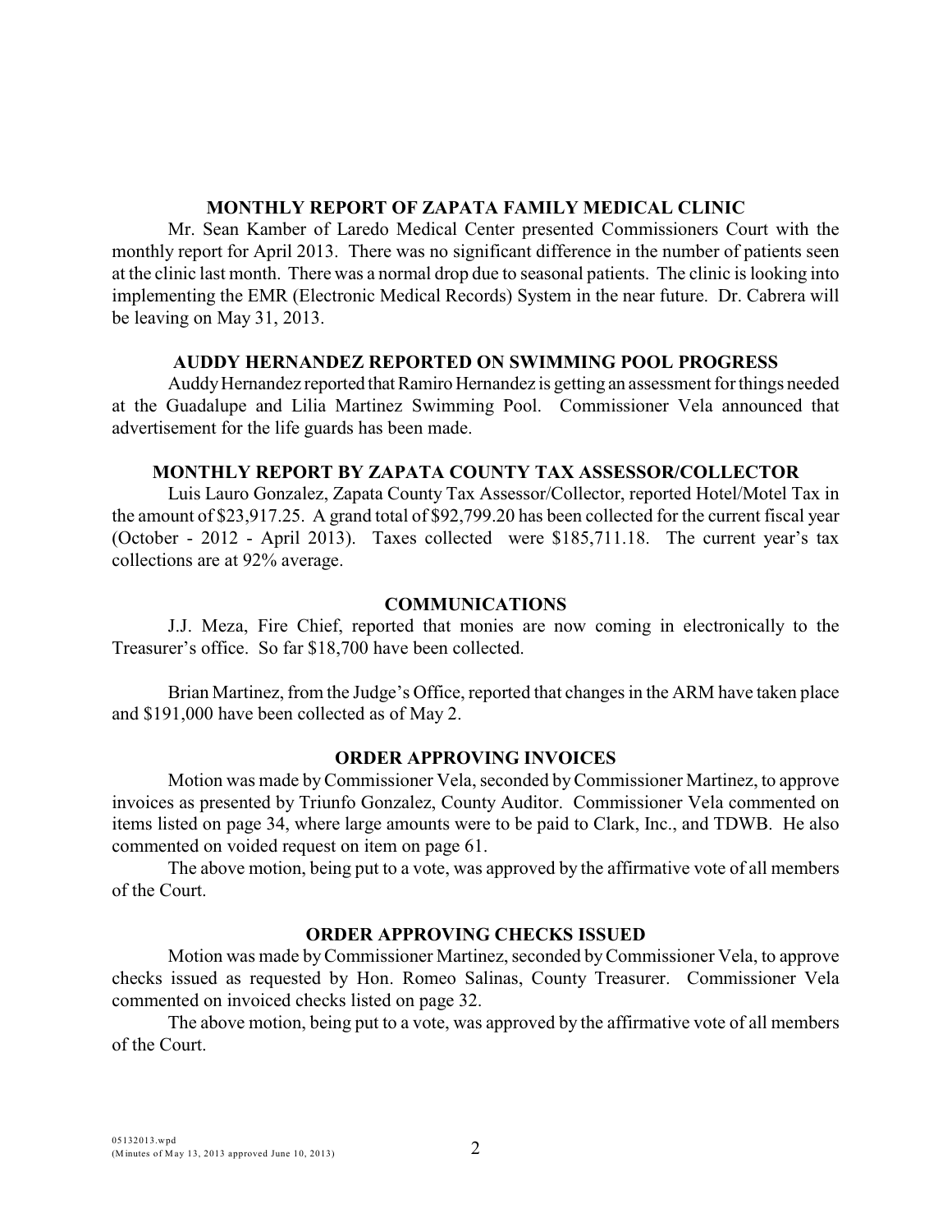## MONTHLY REPORT OF ZAPATA FAMILY MEDICAL CLINIC

Mr. Sean Kamber of Laredo Medical Center presented Commissioners Court with the monthly report for April 2013. There was no significant difference in the number of patients seen at the clinic last month. There was a normal drop due to seasonal patients. The clinic is looking into implementing the EMR (Electronic Medical Records) System in the near future. Dr. Cabrera will be leaving on May 31, 2013.

## AUDDY HERNANDEZ REPORTED ON SWIMMING POOL PROGRESS

Auddy Hernandez reported that Ramiro Hernandez is getting an assessment for things needed at the Guadalupe and Lilia Martinez Swimming Pool. Commissioner Vela announced that advertisement for the life guards has been made.

## MONTHLY REPORT BY ZAPATA COUNTY TAX ASSESSOR/COLLECTOR

Luis Lauro Gonzalez, Zapata County Tax Assessor/Collector, reported Hotel/Motel Tax in the amount of $23,917.25. A grand total of $92,799.20 has been collected for the current fiscal year (October - 2012 - April 2013). Taxes collected were $185,711.18. The current year's tax collections are at 92% average.

## COMMUNICATIONS

J.J. Meza, Fire Chief, reported that monies are now coming in electronically to the Treasurer's office. So far $18,700 have been collected.

Brian Martinez, from the Judge's Office, reported that changes in the ARM have taken place and $191,000 have been collected as of May 2.

## ORDER APPROVING INVOICES

Motion was made by Commissioner Vela, seconded by Commissioner Martinez, to approve invoices as presented by Triunfo Gonzalez, County Auditor. Commissioner Vela commented on items listed on page 34, where large amounts were to be paid to Clark, Inc., and TDWB. He also commented on voided request on item on page 61.

The above motion, being put to a vote, was approved by the affirmative vote of all members of the Court.

## ORDER APPROVING CHECKS ISSUED

Motion was made by Commissioner Martinez, seconded by Commissioner Vela, to approve checks issued as requested by Hon. Romeo Salinas, County Treasurer. Commissioner Vela commented on invoiced checks listed on page 32.

The above motion, being put to a vote, was approved by the affirmative vote of all members of the Court.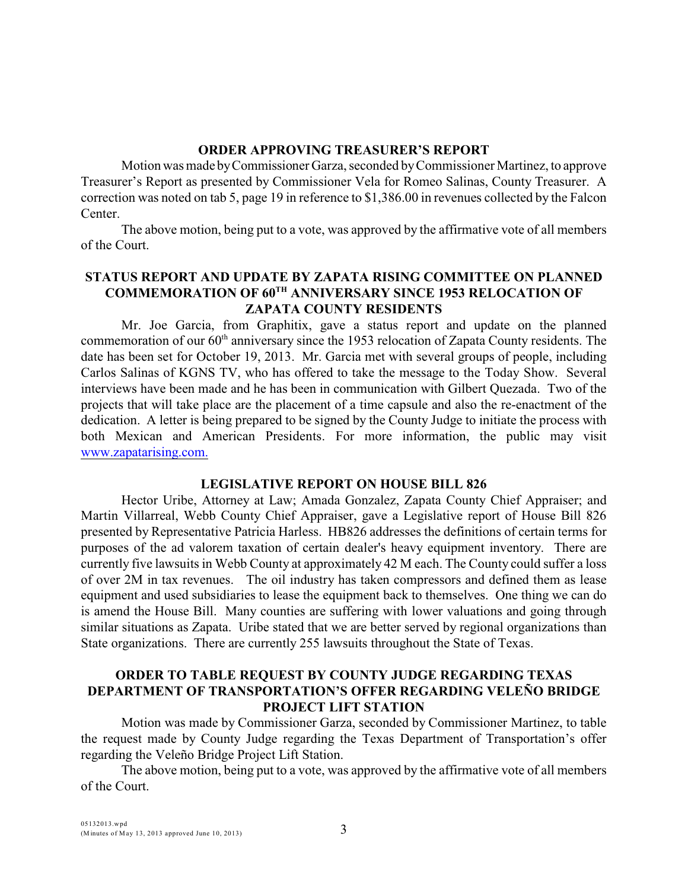**ORDER APPROVING TREASURER'S REPORT**

Motion was made by Commissioner Garza, seconded by Commissioner Martinez, to approve Treasurer's Report as presented by Commissioner Vela for Romeo Salinas, County Treasurer. A correction was noted on tab 5, page 19 in reference to $1,386.00 in revenues collected by the Falcon Center.

The above motion, being put to a vote, was approved by the affirmative vote of all members of the Court.

**STATUS REPORT AND UPDATE BY ZAPATA RISING COMMITTEE ON PLANNED COMMEMORATION OF 60TH ANNIVERSARY SINCE 1953 RELOCATION OF ZAPATA COUNTY RESIDENTS**

Mr. Joe Garcia, from Graphitix, gave a status report and update on the planned commemoration of our 60th anniversary since the 1953 relocation of Zapata County residents. The date has been set for October 19, 2013. Mr. Garcia met with several groups of people, including Carlos Salinas of KGNS TV, who has offered to take the message to the Today Show. Several interviews have been made and he has been in communication with Gilbert Quezada. Two of the projects that will take place are the placement of a time capsule and also the re-enactment of the dedication. A letter is being prepared to be signed by the County Judge to initiate the process with both Mexican and American Presidents. For more information, the public may visit www.zapatarising.com.

**LEGISLATIVE REPORT ON HOUSE BILL 826**

Hector Uribe, Attorney at Law; Amada Gonzalez, Zapata County Chief Appraiser; and Martin Villarreal, Webb County Chief Appraiser, gave a Legislative report of House Bill 826 presented by Representative Patricia Harless. HB826 addresses the definitions of certain terms for purposes of the ad valorem taxation of certain dealer's heavy equipment inventory. There are currently five lawsuits in Webb County at approximately 42 M each. The County could suffer a loss of over 2M in tax revenues. The oil industry has taken compressors and defined them as lease equipment and used subsidiaries to lease the equipment back to themselves. One thing we can do is amend the House Bill. Many counties are suffering with lower valuations and going through similar situations as Zapata. Uribe stated that we are better served by regional organizations than State organizations. There are currently 255 lawsuits throughout the State of Texas.

**ORDER TO TABLE REQUEST BY COUNTY JUDGE REGARDING TEXAS DEPARTMENT OF TRANSPORTATION'S OFFER REGARDING VELEÑO BRIDGE PROJECT LIFT STATION**

Motion was made by Commissioner Garza, seconded by Commissioner Martinez, to table the request made by County Judge regarding the Texas Department of Transportation's offer regarding the Veleño Bridge Project Lift Station.

The above motion, being put to a vote, was approved by the affirmative vote of all members of the Court.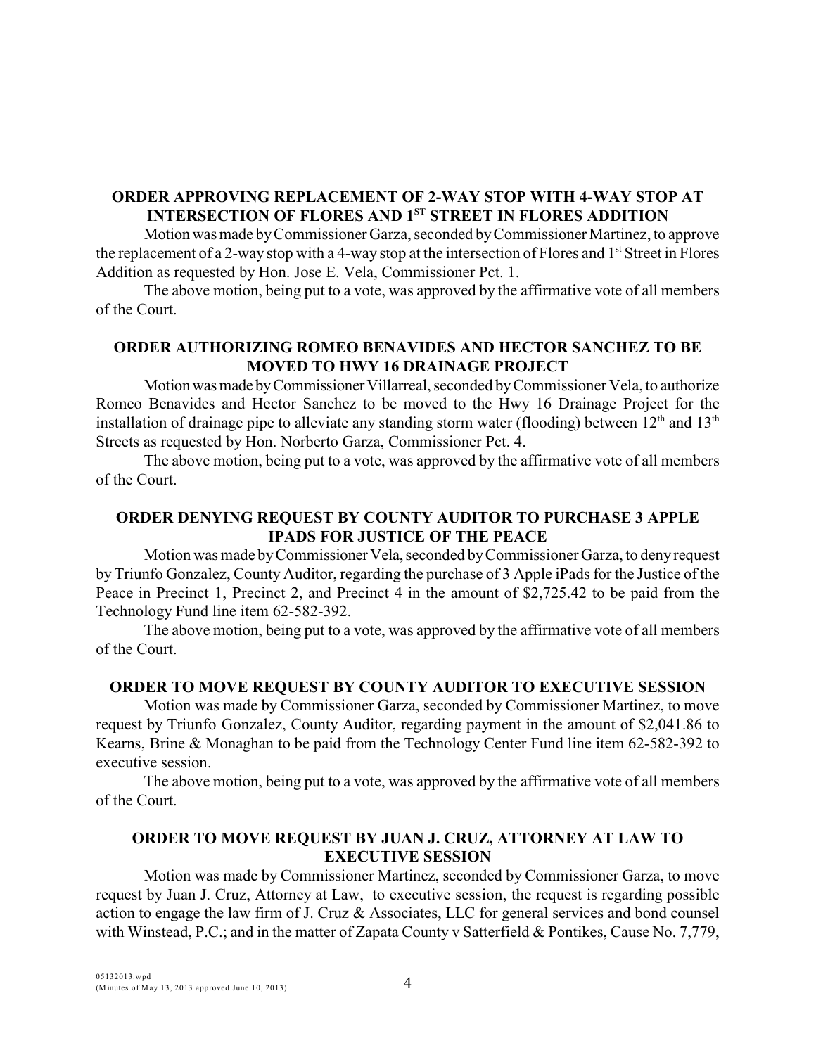**ORDER APPROVING REPLACEMENT OF 2-WAY STOP WITH 4-WAY STOP AT INTERSECTION OF FLORES AND 1ST STREET IN FLORES ADDITION**

Motion was made by Commissioner Garza, seconded by Commissioner Martinez, to approve the replacement of a 2-way stop with a 4-way stop at the intersection of Flores and 1st Street in Flores Addition as requested by Hon. Jose E. Vela, Commissioner Pct. 1.

The above motion, being put to a vote, was approved by the affirmative vote of all members of the Court.

**ORDER AUTHORIZING ROMEO BENAVIDES AND HECTOR SANCHEZ TO BE MOVED TO HWY 16 DRAINAGE PROJECT**

Motion was made by Commissioner Villarreal, seconded by Commissioner Vela, to authorize Romeo Benavides and Hector Sanchez to be moved to the Hwy 16 Drainage Project for the installation of drainage pipe to alleviate any standing storm water (flooding) between 12th and 13th Streets as requested by Hon. Norberto Garza, Commissioner Pct. 4.

The above motion, being put to a vote, was approved by the affirmative vote of all members of the Court.

**ORDER DENYING REQUEST BY COUNTY AUDITOR TO PURCHASE 3 APPLE IPADS FOR JUSTICE OF THE PEACE**

Motion was made by Commissioner Vela, seconded by Commissioner Garza, to deny request by Triunfo Gonzalez, County Auditor, regarding the purchase of 3 Apple iPads for the Justice of the Peace in Precinct 1, Precinct 2, and Precinct 4 in the amount of $2,725.42 to be paid from the Technology Fund line item 62-582-392.

The above motion, being put to a vote, was approved by the affirmative vote of all members of the Court.

**ORDER TO MOVE REQUEST BY COUNTY AUDITOR TO EXECUTIVE SESSION**

Motion was made by Commissioner Garza, seconded by Commissioner Martinez, to move request by Triunfo Gonzalez, County Auditor, regarding payment in the amount of $2,041.86 to Kearns, Brine & Monaghan to be paid from the Technology Center Fund line item 62-582-392 to executive session.

The above motion, being put to a vote, was approved by the affirmative vote of all members of the Court.

**ORDER TO MOVE REQUEST BY JUAN J. CRUZ, ATTORNEY AT LAW TO EXECUTIVE SESSION**

Motion was made by Commissioner Martinez, seconded by Commissioner Garza, to move request by Juan J. Cruz, Attorney at Law, to executive session, the request is regarding possible action to engage the law firm of J. Cruz & Associates, LLC for general services and bond counsel with Winstead, P.C.; and in the matter of Zapata County v Satterfield & Pontikes, Cause No. 7,779,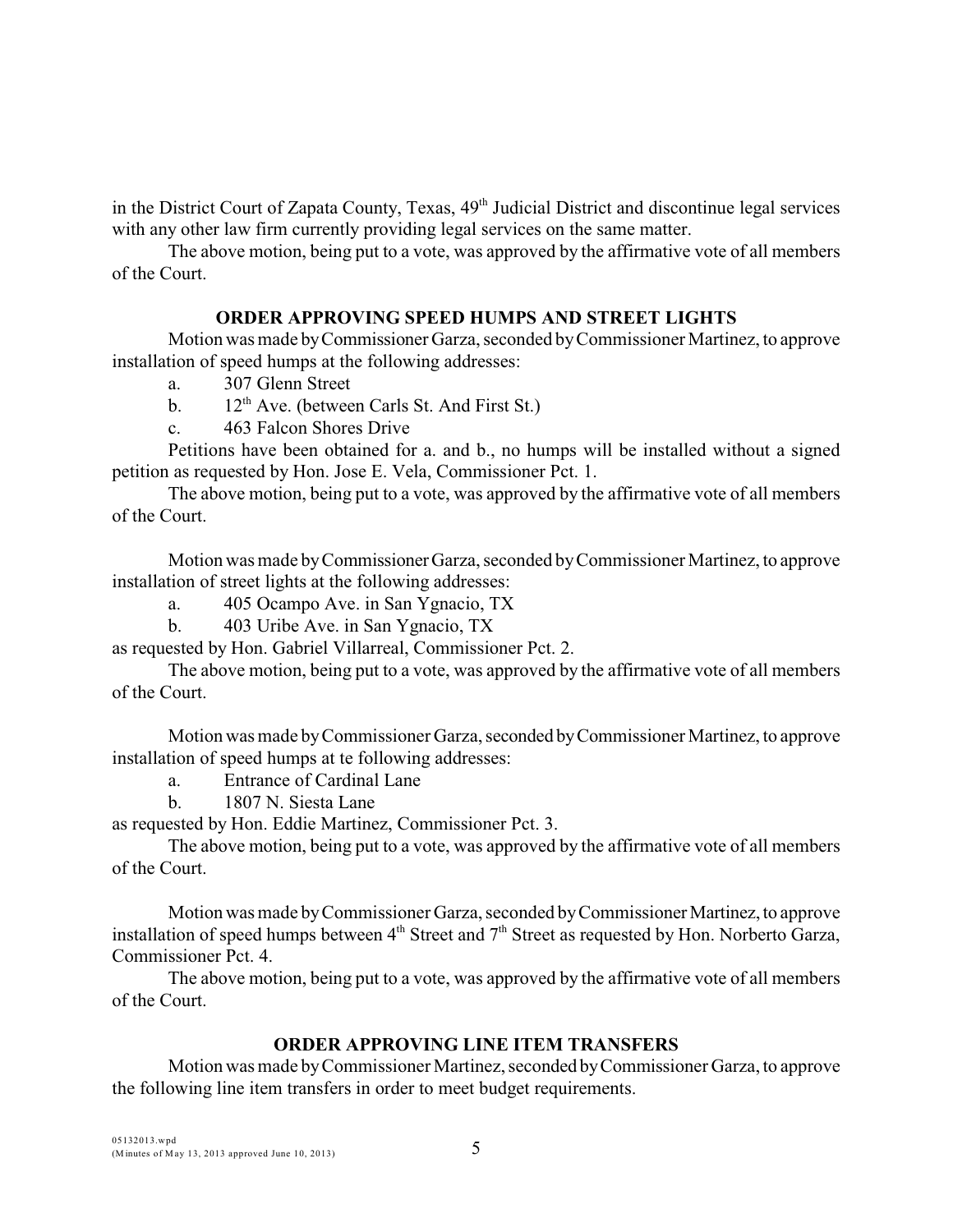in the District Court of Zapata County, Texas, 49th Judicial District and discontinue legal services with any other law firm currently providing legal services on the same matter.

The above motion, being put to a vote, was approved by the affirmative vote of all members of the Court.

### ORDER APPROVING SPEED HUMPS AND STREET LIGHTS

Motion was made by Commissioner Garza, seconded by Commissioner Martinez, to approve installation of speed humps at the following addresses:

a. 307 Glenn Street

b. 12th Ave. (between Carls St. And First St.)

c. 463 Falcon Shores Drive

Petitions have been obtained for a. and b., no humps will be installed without a signed petition as requested by Hon. Jose E. Vela, Commissioner Pct. 1.

The above motion, being put to a vote, was approved by the affirmative vote of all members of the Court.

Motion was made by Commissioner Garza, seconded by Commissioner Martinez, to approve installation of street lights at the following addresses:

a. 405 Ocampo Ave. in San Ygnacio, TX

b. 403 Uribe Ave. in San Ygnacio, TX

as requested by Hon. Gabriel Villarreal, Commissioner Pct. 2.

The above motion, being put to a vote, was approved by the affirmative vote of all members of the Court.

Motion was made by Commissioner Garza, seconded by Commissioner Martinez, to approve installation of speed humps at te following addresses:

a. Entrance of Cardinal Lane

b. 1807 N. Siesta Lane

as requested by Hon. Eddie Martinez, Commissioner Pct. 3.

The above motion, being put to a vote, was approved by the affirmative vote of all members of the Court.

Motion was made by Commissioner Garza, seconded by Commissioner Martinez, to approve installation of speed humps between 4th Street and 7th Street as requested by Hon. Norberto Garza, Commissioner Pct. 4.

The above motion, being put to a vote, was approved by the affirmative vote of all members of the Court.

### ORDER APPROVING LINE ITEM TRANSFERS

Motion was made by Commissioner Martinez, seconded by Commissioner Garza, to approve the following line item transfers in order to meet budget requirements.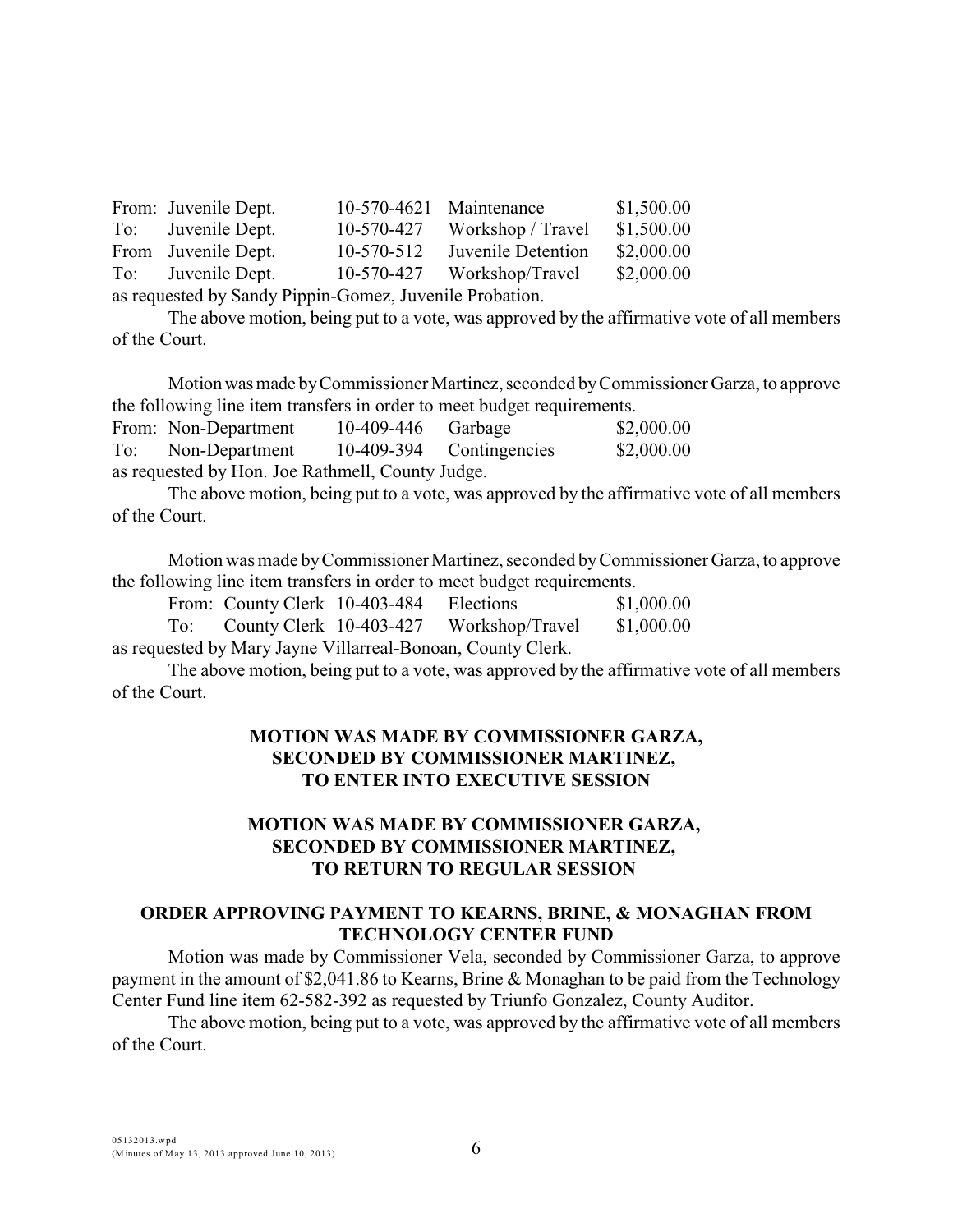| | | | | |
|---|---|---|---|---|
| From: | Juvenile Dept. | 10-570-4621 | Maintenance | $1,500.00 |
| To: | Juvenile Dept. | 10-570-427 | Workshop / Travel | $1,500.00 |
| From | Juvenile Dept. | 10-570-512 | Juvenile Detention | $2,000.00 |
| To: | Juvenile Dept. | 10-570-427 | Workshop/Travel | $2,000.00 |

as requested by Sandy Pippin-Gomez, Juvenile Probation.

The above motion, being put to a vote, was approved by the affirmative vote of all members of the Court.

Motion was made by Commissioner Martinez, seconded by Commissioner Garza, to approve the following line item transfers in order to meet budget requirements.

| | | | | |
|---|---|---|---|---|
| From: | Non-Department | 10-409-446 | Garbage | $2,000.00 |
| To: | Non-Department | 10-409-394 | Contingencies | $2,000.00 |

as requested by Hon. Joe Rathmell, County Judge.

The above motion, being put to a vote, was approved by the affirmative vote of all members of the Court.

Motion was made by Commissioner Martinez, seconded by Commissioner Garza, to approve the following line item transfers in order to meet budget requirements.

| | | | | |
|---|---|---|---|---|
| From: | County Clerk | 10-403-484 | Elections | $1,000.00 |
| To: | County Clerk | 10-403-427 | Workshop/Travel | $1,000.00 |

as requested by Mary Jayne Villarreal-Bonoan, County Clerk.

The above motion, being put to a vote, was approved by the affirmative vote of all members of the Court.

**MOTION WAS MADE BY COMMISSIONER GARZA, SECONDED BY COMMISSIONER MARTINEZ, TO ENTER INTO EXECUTIVE SESSION**

**MOTION WAS MADE BY COMMISSIONER GARZA, SECONDED BY COMMISSIONER MARTINEZ, TO RETURN TO REGULAR SESSION**

**ORDER APPROVING PAYMENT TO KEARNS, BRINE, & MONAGHAN FROM TECHNOLOGY CENTER FUND**

Motion was made by Commissioner Vela, seconded by Commissioner Garza, to approve payment in the amount of $2,041.86 to Kearns, Brine & Monaghan to be paid from the Technology Center Fund line item 62-582-392 as requested by Triunfo Gonzalez, County Auditor.

The above motion, being put to a vote, was approved by the affirmative vote of all members of the Court.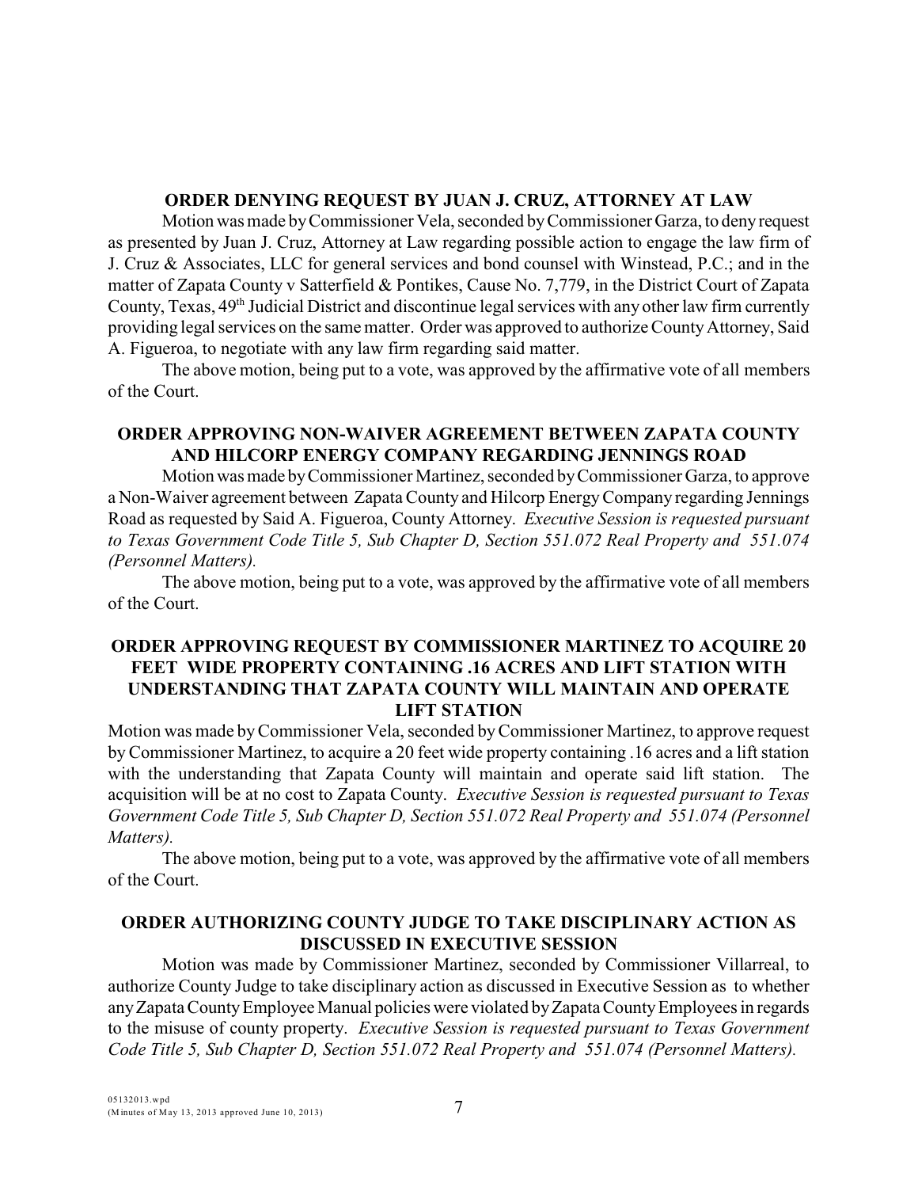**ORDER DENYING REQUEST BY JUAN J. CRUZ, ATTORNEY AT LAW**

Motion was made by Commissioner Vela, seconded by Commissioner Garza, to deny request as presented by Juan J. Cruz, Attorney at Law regarding possible action to engage the law firm of J. Cruz & Associates, LLC for general services and bond counsel with Winstead, P.C.; and in the matter of Zapata County v Satterfield & Pontikes, Cause No. 7,779, in the District Court of Zapata County, Texas, 49th Judicial District and discontinue legal services with any other law firm currently providing legal services on the same matter. Order was approved to authorize County Attorney, Said A. Figueroa, to negotiate with any law firm regarding said matter.

The above motion, being put to a vote, was approved by the affirmative vote of all members of the Court.

**ORDER APPROVING NON-WAIVER AGREEMENT BETWEEN ZAPATA COUNTY AND HILCORP ENERGY COMPANY REGARDING JENNINGS ROAD**

Motion was made by Commissioner Martinez, seconded by Commissioner Garza, to approve a Non-Waiver agreement between Zapata County and Hilcorp Energy Company regarding Jennings Road as requested by Said A. Figueroa, County Attorney. *Executive Session is requested pursuant to Texas Government Code Title 5, Sub Chapter D, Section 551.072 Real Property and 551.074 (Personnel Matters).*

The above motion, being put to a vote, was approved by the affirmative vote of all members of the Court.

**ORDER APPROVING REQUEST BY COMMISSIONER MARTINEZ TO ACQUIRE 20 FEET WIDE PROPERTY CONTAINING .16 ACRES AND LIFT STATION WITH UNDERSTANDING THAT ZAPATA COUNTY WILL MAINTAIN AND OPERATE LIFT STATION**

Motion was made by Commissioner Vela, seconded by Commissioner Martinez, to approve request by Commissioner Martinez, to acquire a 20 feet wide property containing .16 acres and a lift station with the understanding that Zapata County will maintain and operate said lift station. The acquisition will be at no cost to Zapata County. *Executive Session is requested pursuant to Texas Government Code Title 5, Sub Chapter D, Section 551.072 Real Property and 551.074 (Personnel Matters).*

The above motion, being put to a vote, was approved by the affirmative vote of all members of the Court.

**ORDER AUTHORIZING COUNTY JUDGE TO TAKE DISCIPLINARY ACTION AS DISCUSSED IN EXECUTIVE SESSION**

Motion was made by Commissioner Martinez, seconded by Commissioner Villarreal, to authorize County Judge to take disciplinary action as discussed in Executive Session as to whether any Zapata County Employee Manual policies were violated by Zapata County Employees in regards to the misuse of county property. *Executive Session is requested pursuant to Texas Government Code Title 5, Sub Chapter D, Section 551.072 Real Property and 551.074 (Personnel Matters).*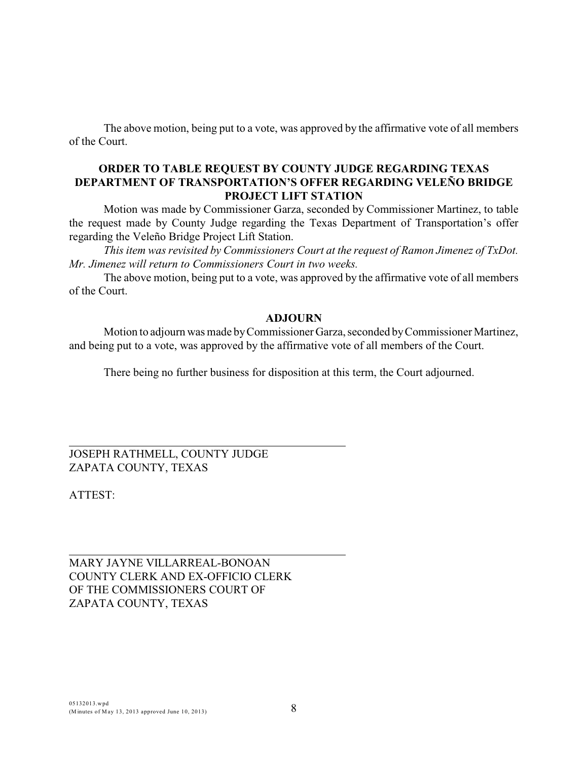The above motion, being put to a vote, was approved by the affirmative vote of all members of the Court.

**ORDER TO TABLE REQUEST BY COUNTY JUDGE REGARDING TEXAS DEPARTMENT OF TRANSPORTATION'S OFFER REGARDING VELEÑO BRIDGE PROJECT LIFT STATION**

Motion was made by Commissioner Garza, seconded by Commissioner Martinez, to table the request made by County Judge regarding the Texas Department of Transportation's offer regarding the Veleño Bridge Project Lift Station.

*This item was revisited by Commissioners Court at the request of Ramon Jimenez of TxDot. Mr. Jimenez will return to Commissioners Court in two weeks.*

The above motion, being put to a vote, was approved by the affirmative vote of all members of the Court.

**ADJOURN**

Motion to adjourn was made by Commissioner Garza, seconded by Commissioner Martinez, and being put to a vote, was approved by the affirmative vote of all members of the Court.

There being no further business for disposition at this term, the Court adjourned.

JOSEPH RATHMELL, COUNTY JUDGE
ZAPATA COUNTY, TEXAS

ATTEST:

MARY JAYNE VILLARREAL-BONOAN
COUNTY CLERK AND EX-OFFICIO CLERK
OF THE COMMISSIONERS COURT OF
ZAPATA COUNTY, TEXAS